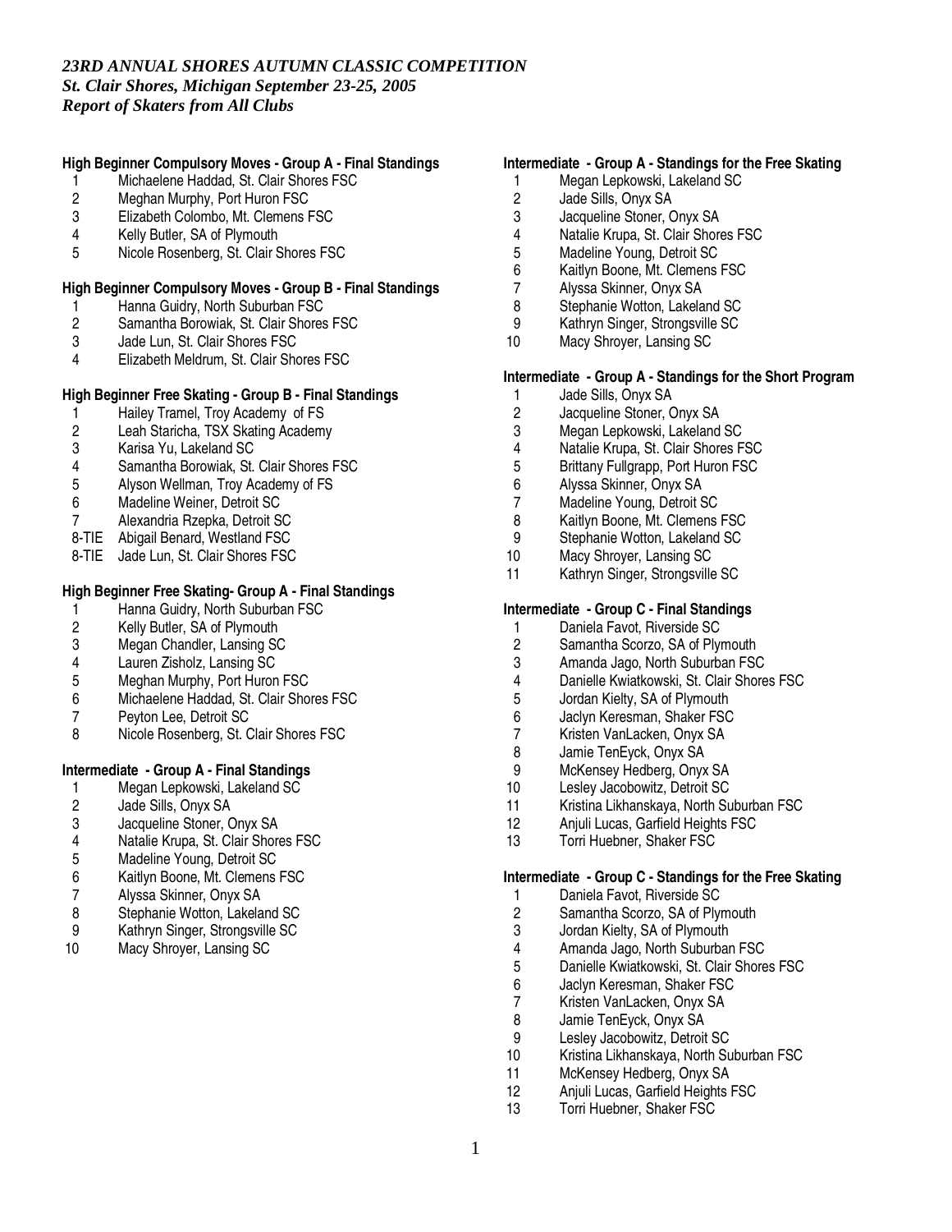*23RD ANNUAL SHORES AUTUMN CLASSIC COMPETITION*
*St. Clair Shores, Michigan September 23-25, 2005*
*Report of Skaters from All Clubs*

**High Beginner Compulsory Moves - Group A - Final Standings**

1 Michaelene Haddad, St. Clair Shores FSC
2 Meghan Murphy, Port Huron FSC
3 Elizabeth Colombo, Mt. Clemens FSC
4 Kelly Butler, SA of Plymouth
5 Nicole Rosenberg, St. Clair Shores FSC

**High Beginner Compulsory Moves - Group B - Final Standings**

1 Hanna Guidry, North Suburban FSC
2 Samantha Borowiak, St. Clair Shores FSC
3 Jade Lun, St. Clair Shores FSC
4 Elizabeth Meldrum, St. Clair Shores FSC

**High Beginner Free Skating - Group B - Final Standings**

1 Hailey Tramel, Troy Academy of FS
2 Leah Staricha, TSX Skating Academy
3 Karisa Yu, Lakeland SC
4 Samantha Borowiak, St. Clair Shores FSC
5 Alyson Wellman, Troy Academy of FS
6 Madeline Weiner, Detroit SC
7 Alexandria Rzepka, Detroit SC
8-TIE Abigail Benard, Westland FSC
8-TIE Jade Lun, St. Clair Shores FSC

**High Beginner Free Skating- Group A - Final Standings**

1 Hanna Guidry, North Suburban FSC
2 Kelly Butler, SA of Plymouth
3 Megan Chandler, Lansing SC
4 Lauren Zisholz, Lansing SC
5 Meghan Murphy, Port Huron FSC
6 Michaelene Haddad, St. Clair Shores FSC
7 Peyton Lee, Detroit SC
8 Nicole Rosenberg, St. Clair Shores FSC

**Intermediate - Group A - Final Standings**

1 Megan Lepkowski, Lakeland SC
2 Jade Sills, Onyx SA
3 Jacqueline Stoner, Onyx SA
4 Natalie Krupa, St. Clair Shores FSC
5 Madeline Young, Detroit SC
6 Kaitlyn Boone, Mt. Clemens FSC
7 Alyssa Skinner, Onyx SA
8 Stephanie Wotton, Lakeland SC
9 Kathryn Singer, Strongsville SC
10 Macy Shroyer, Lansing SC

**Intermediate - Group A - Standings for the Free Skating**

1 Megan Lepkowski, Lakeland SC
2 Jade Sills, Onyx SA
3 Jacqueline Stoner, Onyx SA
4 Natalie Krupa, St. Clair Shores FSC
5 Madeline Young, Detroit SC
6 Kaitlyn Boone, Mt. Clemens FSC
7 Alyssa Skinner, Onyx SA
8 Stephanie Wotton, Lakeland SC
9 Kathryn Singer, Strongsville SC
10 Macy Shroyer, Lansing SC

**Intermediate - Group A - Standings for the Short Program**

1 Jade Sills, Onyx SA
2 Jacqueline Stoner, Onyx SA
3 Megan Lepkowski, Lakeland SC
4 Natalie Krupa, St. Clair Shores FSC
5 Brittany Fullgrapp, Port Huron FSC
6 Alyssa Skinner, Onyx SA
7 Madeline Young, Detroit SC
8 Kaitlyn Boone, Mt. Clemens FSC
9 Stephanie Wotton, Lakeland SC
10 Macy Shroyer, Lansing SC
11 Kathryn Singer, Strongsville SC

**Intermediate - Group C - Final Standings**

1 Daniela Favot, Riverside SC
2 Samantha Scorzo, SA of Plymouth
3 Amanda Jago, North Suburban FSC
4 Danielle Kwiatkowski, St. Clair Shores FSC
5 Jordan Kielty, SA of Plymouth
6 Jaclyn Keresman, Shaker FSC
7 Kristen VanLacken, Onyx SA
8 Jamie TenEyck, Onyx SA
9 McKensey Hedberg, Onyx SA
10 Lesley Jacobowitz, Detroit SC
11 Kristina Likhanskaya, North Suburban FSC
12 Anjuli Lucas, Garfield Heights FSC
13 Torri Huebner, Shaker FSC

**Intermediate - Group C - Standings for the Free Skating**

1 Daniela Favot, Riverside SC
2 Samantha Scorzo, SA of Plymouth
3 Jordan Kielty, SA of Plymouth
4 Amanda Jago, North Suburban FSC
5 Danielle Kwiatkowski, St. Clair Shores FSC
6 Jaclyn Keresman, Shaker FSC
7 Kristen VanLacken, Onyx SA
8 Jamie TenEyck, Onyx SA
9 Lesley Jacobowitz, Detroit SC
10 Kristina Likhanskaya, North Suburban FSC
11 McKensey Hedberg, Onyx SA
12 Anjuli Lucas, Garfield Heights FSC
13 Torri Huebner, Shaker FSC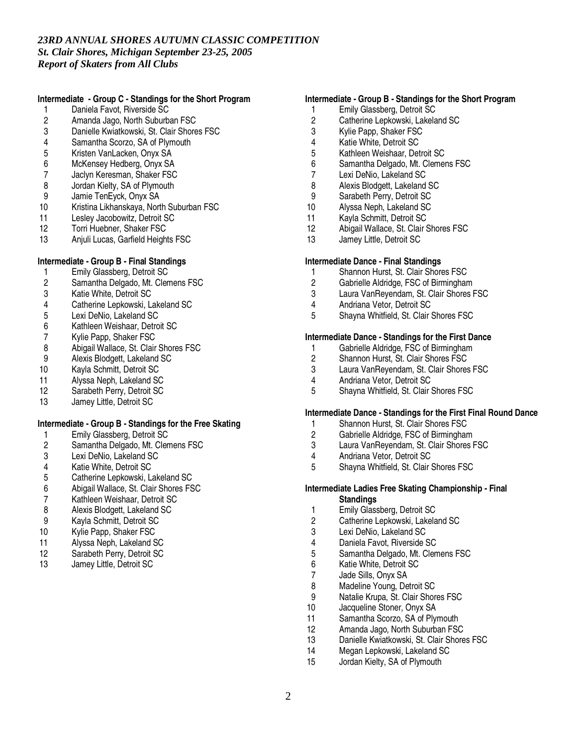*23RD ANNUAL SHORES AUTUMN CLASSIC COMPETITION*
*St. Clair Shores, Michigan September 23-25, 2005*
*Report of Skaters from All Clubs*

**Intermediate - Group C - Standings for the Short Program**

1 Daniela Favot, Riverside SC
2 Amanda Jago, North Suburban FSC
3 Danielle Kwiatkowski, St. Clair Shores FSC
4 Samantha Scorzo, SA of Plymouth
5 Kristen VanLacken, Onyx SA
6 McKensey Hedberg, Onyx SA
7 Jaclyn Keresman, Shaker FSC
8 Jordan Kielty, SA of Plymouth
9 Jamie TenEyck, Onyx SA
10 Kristina Likhanskaya, North Suburban FSC
11 Lesley Jacobowitz, Detroit SC
12 Torri Huebner, Shaker FSC
13 Anjuli Lucas, Garfield Heights FSC

**Intermediate - Group B - Final Standings**

1 Emily Glassberg, Detroit SC
2 Samantha Delgado, Mt. Clemens FSC
3 Katie White, Detroit SC
4 Catherine Lepkowski, Lakeland SC
5 Lexi DeNio, Lakeland SC
6 Kathleen Weishaar, Detroit SC
7 Kylie Papp, Shaker FSC
8 Abigail Wallace, St. Clair Shores FSC
9 Alexis Blodgett, Lakeland SC
10 Kayla Schmitt, Detroit SC
11 Alyssa Neph, Lakeland SC
12 Sarabeth Perry, Detroit SC
13 Jamey Little, Detroit SC

**Intermediate - Group B - Standings for the Free Skating**

1 Emily Glassberg, Detroit SC
2 Samantha Delgado, Mt. Clemens FSC
3 Lexi DeNio, Lakeland SC
4 Katie White, Detroit SC
5 Catherine Lepkowski, Lakeland SC
6 Abigail Wallace, St. Clair Shores FSC
7 Kathleen Weishaar, Detroit SC
8 Alexis Blodgett, Lakeland SC
9 Kayla Schmitt, Detroit SC
10 Kylie Papp, Shaker FSC
11 Alyssa Neph, Lakeland SC
12 Sarabeth Perry, Detroit SC
13 Jamey Little, Detroit SC

**Intermediate - Group B - Standings for the Short Program**

1 Emily Glassberg, Detroit SC
2 Catherine Lepkowski, Lakeland SC
3 Kylie Papp, Shaker FSC
4 Katie White, Detroit SC
5 Kathleen Weishaar, Detroit SC
6 Samantha Delgado, Mt. Clemens FSC
7 Lexi DeNio, Lakeland SC
8 Alexis Blodgett, Lakeland SC
9 Sarabeth Perry, Detroit SC
10 Alyssa Neph, Lakeland SC
11 Kayla Schmitt, Detroit SC
12 Abigail Wallace, St. Clair Shores FSC
13 Jamey Little, Detroit SC

**Intermediate Dance - Final Standings**

1 Shannon Hurst, St. Clair Shores FSC
2 Gabrielle Aldridge, FSC of Birmingham
3 Laura VanReyendam, St. Clair Shores FSC
4 Andriana Vetor, Detroit SC
5 Shayna Whitfield, St. Clair Shores FSC

**Intermediate Dance - Standings for the First Dance**

1 Gabrielle Aldridge, FSC of Birmingham
2 Shannon Hurst, St. Clair Shores FSC
3 Laura VanReyendam, St. Clair Shores FSC
4 Andriana Vetor, Detroit SC
5 Shayna Whitfield, St. Clair Shores FSC

**Intermediate Dance - Standings for the First Final Round Dance**

1 Shannon Hurst, St. Clair Shores FSC
2 Gabrielle Aldridge, FSC of Birmingham
3 Laura VanReyendam, St. Clair Shores FSC
4 Andriana Vetor, Detroit SC
5 Shayna Whitfield, St. Clair Shores FSC

**Intermediate Ladies Free Skating Championship - Final Standings**

1 Emily Glassberg, Detroit SC
2 Catherine Lepkowski, Lakeland SC
3 Lexi DeNio, Lakeland SC
4 Daniela Favot, Riverside SC
5 Samantha Delgado, Mt. Clemens FSC
6 Katie White, Detroit SC
7 Jade Sills, Onyx SA
8 Madeline Young, Detroit SC
9 Natalie Krupa, St. Clair Shores FSC
10 Jacqueline Stoner, Onyx SA
11 Samantha Scorzo, SA of Plymouth
12 Amanda Jago, North Suburban FSC
13 Danielle Kwiatkowski, St. Clair Shores FSC
14 Megan Lepkowski, Lakeland SC
15 Jordan Kielty, SA of Plymouth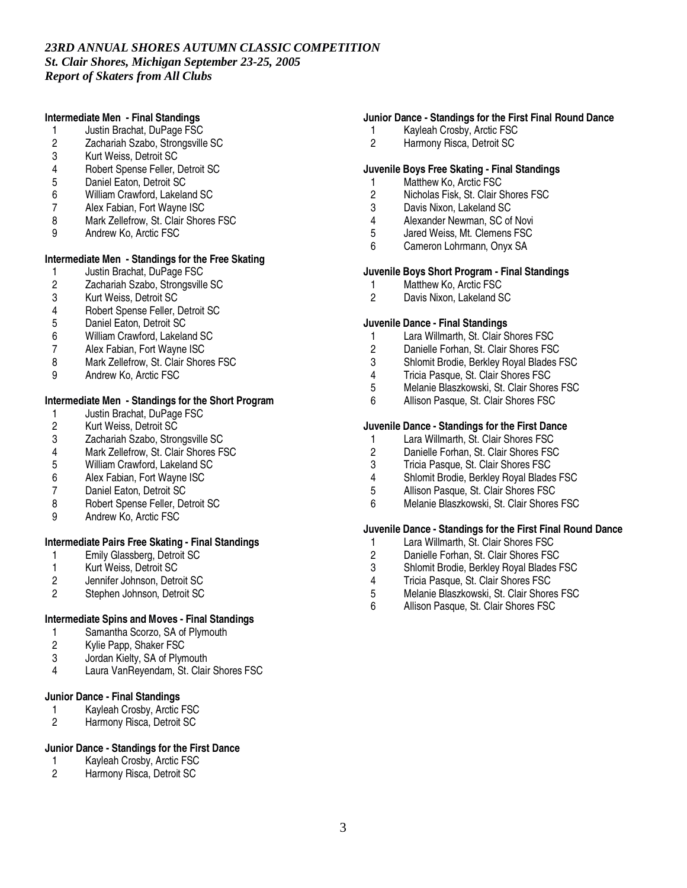*23RD ANNUAL SHORES AUTUMN CLASSIC COMPETITION*
*St. Clair Shores, Michigan September 23-25, 2005*
*Report of Skaters from All Clubs*

**Intermediate Men - Final Standings**

1 Justin Brachat, DuPage FSC
2 Zachariah Szabo, Strongsville SC
3 Kurt Weiss, Detroit SC
4 Robert Spense Feller, Detroit SC
5 Daniel Eaton, Detroit SC
6 William Crawford, Lakeland SC
7 Alex Fabian, Fort Wayne ISC
8 Mark Zellefrow, St. Clair Shores FSC
9 Andrew Ko, Arctic FSC

**Intermediate Men - Standings for the Free Skating**

1 Justin Brachat, DuPage FSC
2 Zachariah Szabo, Strongsville SC
3 Kurt Weiss, Detroit SC
4 Robert Spense Feller, Detroit SC
5 Daniel Eaton, Detroit SC
6 William Crawford, Lakeland SC
7 Alex Fabian, Fort Wayne ISC
8 Mark Zellefrow, St. Clair Shores FSC
9 Andrew Ko, Arctic FSC

**Intermediate Men - Standings for the Short Program**

1 Justin Brachat, DuPage FSC
2 Kurt Weiss, Detroit SC
3 Zachariah Szabo, Strongsville SC
4 Mark Zellefrow, St. Clair Shores FSC
5 William Crawford, Lakeland SC
6 Alex Fabian, Fort Wayne ISC
7 Daniel Eaton, Detroit SC
8 Robert Spense Feller, Detroit SC
9 Andrew Ko, Arctic FSC

**Intermediate Pairs Free Skating - Final Standings**

1 Emily Glassberg, Detroit SC
1 Kurt Weiss, Detroit SC
2 Jennifer Johnson, Detroit SC
2 Stephen Johnson, Detroit SC

**Intermediate Spins and Moves - Final Standings**

1 Samantha Scorzo, SA of Plymouth
2 Kylie Papp, Shaker FSC
3 Jordan Kielty, SA of Plymouth
4 Laura VanReyendam, St. Clair Shores FSC

**Junior Dance - Final Standings**

1 Kayleah Crosby, Arctic FSC
2 Harmony Risca, Detroit SC

**Junior Dance - Standings for the First Dance**

1 Kayleah Crosby, Arctic FSC
2 Harmony Risca, Detroit SC

**Junior Dance - Standings for the First Final Round Dance**

1 Kayleah Crosby, Arctic FSC
2 Harmony Risca, Detroit SC

**Juvenile Boys Free Skating - Final Standings**

1 Matthew Ko, Arctic FSC
2 Nicholas Fisk, St. Clair Shores FSC
3 Davis Nixon, Lakeland SC
4 Alexander Newman, SC of Novi
5 Jared Weiss, Mt. Clemens FSC
6 Cameron Lohrmann, Onyx SA

**Juvenile Boys Short Program - Final Standings**

1 Matthew Ko, Arctic FSC
2 Davis Nixon, Lakeland SC

**Juvenile Dance - Final Standings**

1 Lara Willmarth, St. Clair Shores FSC
2 Danielle Forhan, St. Clair Shores FSC
3 Shlomit Brodie, Berkley Royal Blades FSC
4 Tricia Pasque, St. Clair Shores FSC
5 Melanie Blaszkowski, St. Clair Shores FSC
6 Allison Pasque, St. Clair Shores FSC

**Juvenile Dance - Standings for the First Dance**

1 Lara Willmarth, St. Clair Shores FSC
2 Danielle Forhan, St. Clair Shores FSC
3 Tricia Pasque, St. Clair Shores FSC
4 Shlomit Brodie, Berkley Royal Blades FSC
5 Allison Pasque, St. Clair Shores FSC
6 Melanie Blaszkowski, St. Clair Shores FSC

**Juvenile Dance - Standings for the First Final Round Dance**

1 Lara Willmarth, St. Clair Shores FSC
2 Danielle Forhan, St. Clair Shores FSC
3 Shlomit Brodie, Berkley Royal Blades FSC
4 Tricia Pasque, St. Clair Shores FSC
5 Melanie Blaszkowski, St. Clair Shores FSC
6 Allison Pasque, St. Clair Shores FSC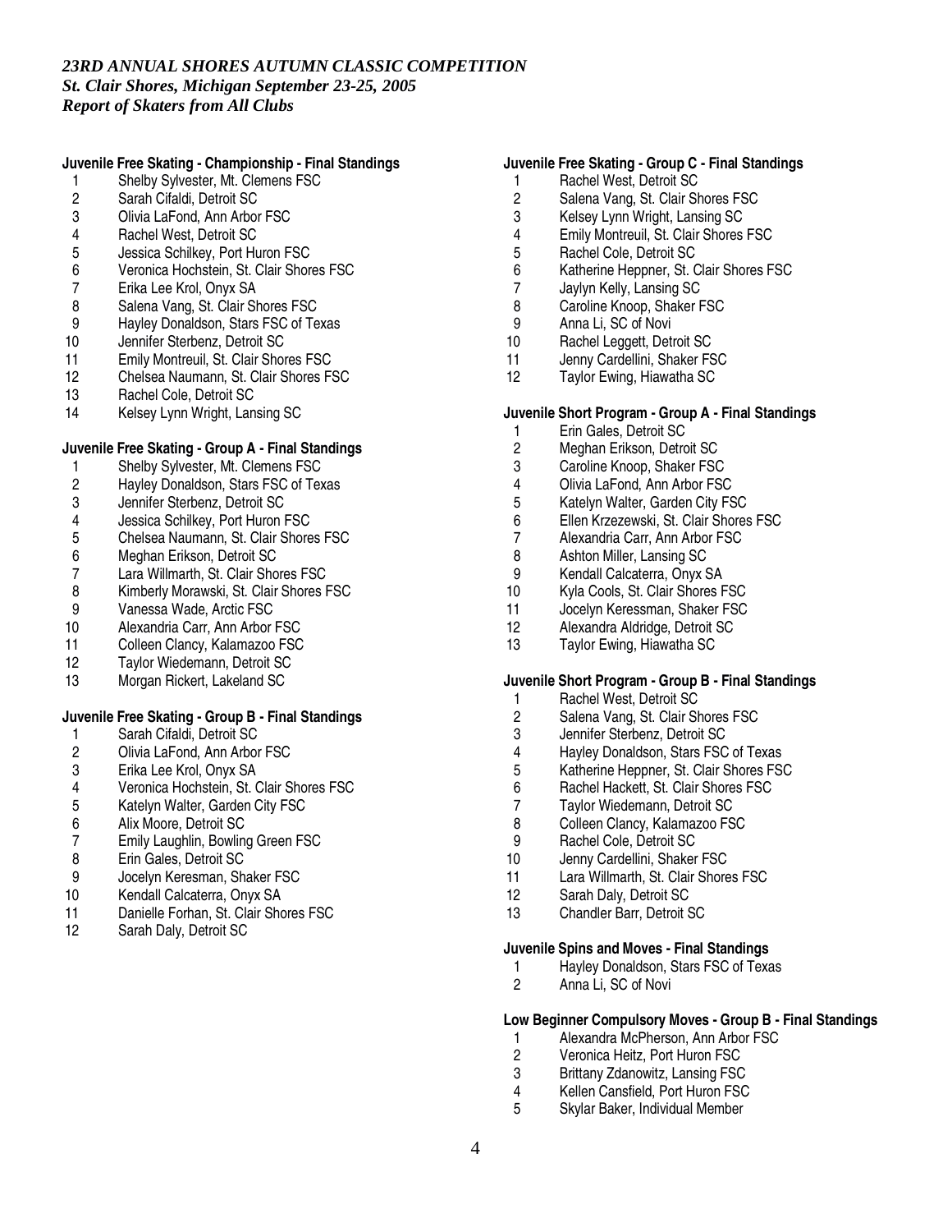*23RD ANNUAL SHORES AUTUMN CLASSIC COMPETITION*
*St. Clair Shores, Michigan September 23-25, 2005*
*Report of Skaters from All Clubs*

**Juvenile Free Skating - Championship - Final Standings**

1. Shelby Sylvester, Mt. Clemens FSC
2. Sarah Cifaldi, Detroit SC
3. Olivia LaFond, Ann Arbor FSC
4. Rachel West, Detroit SC
5. Jessica Schilkey, Port Huron FSC
6. Veronica Hochstein, St. Clair Shores FSC
7. Erika Lee Krol, Onyx SA
8. Salena Vang, St. Clair Shores FSC
9. Hayley Donaldson, Stars FSC of Texas
10. Jennifer Sterbenz, Detroit SC
11. Emily Montreuil, St. Clair Shores FSC
12. Chelsea Naumann, St. Clair Shores FSC
13. Rachel Cole, Detroit SC
14. Kelsey Lynn Wright, Lansing SC

**Juvenile Free Skating - Group A - Final Standings**

1. Shelby Sylvester, Mt. Clemens FSC
2. Hayley Donaldson, Stars FSC of Texas
3. Jennifer Sterbenz, Detroit SC
4. Jessica Schilkey, Port Huron FSC
5. Chelsea Naumann, St. Clair Shores FSC
6. Meghan Erikson, Detroit SC
7. Lara Willmarth, St. Clair Shores FSC
8. Kimberly Morawski, St. Clair Shores FSC
9. Vanessa Wade, Arctic FSC
10. Alexandria Carr, Ann Arbor FSC
11. Colleen Clancy, Kalamazoo FSC
12. Taylor Wiedemann, Detroit SC
13. Morgan Rickert, Lakeland SC

**Juvenile Free Skating - Group B - Final Standings**

1. Sarah Cifaldi, Detroit SC
2. Olivia LaFond, Ann Arbor FSC
3. Erika Lee Krol, Onyx SA
4. Veronica Hochstein, St. Clair Shores FSC
5. Katelyn Walter, Garden City FSC
6. Alix Moore, Detroit SC
7. Emily Laughlin, Bowling Green FSC
8. Erin Gales, Detroit SC
9. Jocelyn Keresman, Shaker FSC
10. Kendall Calcaterra, Onyx SA
11. Danielle Forhan, St. Clair Shores FSC
12. Sarah Daly, Detroit SC

**Juvenile Free Skating - Group C - Final Standings**

1. Rachel West, Detroit SC
2. Salena Vang, St. Clair Shores FSC
3. Kelsey Lynn Wright, Lansing SC
4. Emily Montreuil, St. Clair Shores FSC
5. Rachel Cole, Detroit SC
6. Katherine Heppner, St. Clair Shores FSC
7. Jaylyn Kelly, Lansing SC
8. Caroline Knoop, Shaker FSC
9. Anna Li, SC of Novi
10. Rachel Leggett, Detroit SC
11. Jenny Cardellini, Shaker FSC
12. Taylor Ewing, Hiawatha SC

**Juvenile Short Program - Group A - Final Standings**

1. Erin Gales, Detroit SC
2. Meghan Erikson, Detroit SC
3. Caroline Knoop, Shaker FSC
4. Olivia LaFond, Ann Arbor FSC
5. Katelyn Walter, Garden City FSC
6. Ellen Krzezewski, St. Clair Shores FSC
7. Alexandria Carr, Ann Arbor FSC
8. Ashton Miller, Lansing SC
9. Kendall Calcaterra, Onyx SA
10. Kyla Cools, St. Clair Shores FSC
11. Jocelyn Keressman, Shaker FSC
12. Alexandra Aldridge, Detroit SC
13. Taylor Ewing, Hiawatha SC

**Juvenile Short Program - Group B - Final Standings**

1. Rachel West, Detroit SC
2. Salena Vang, St. Clair Shores FSC
3. Jennifer Sterbenz, Detroit SC
4. Hayley Donaldson, Stars FSC of Texas
5. Katherine Heppner, St. Clair Shores FSC
6. Rachel Hackett, St. Clair Shores FSC
7. Taylor Wiedemann, Detroit SC
8. Colleen Clancy, Kalamazoo FSC
9. Rachel Cole, Detroit SC
10. Jenny Cardellini, Shaker FSC
11. Lara Willmarth, St. Clair Shores FSC
12. Sarah Daly, Detroit SC
13. Chandler Barr, Detroit SC

**Juvenile Spins and Moves - Final Standings**

1. Hayley Donaldson, Stars FSC of Texas
2. Anna Li, SC of Novi

**Low Beginner Compulsory Moves - Group B - Final Standings**

1. Alexandra McPherson, Ann Arbor FSC
2. Veronica Heitz, Port Huron FSC
3. Brittany Zdanowitz, Lansing FSC
4. Kellen Cansfield, Port Huron FSC
5. Skylar Baker, Individual Member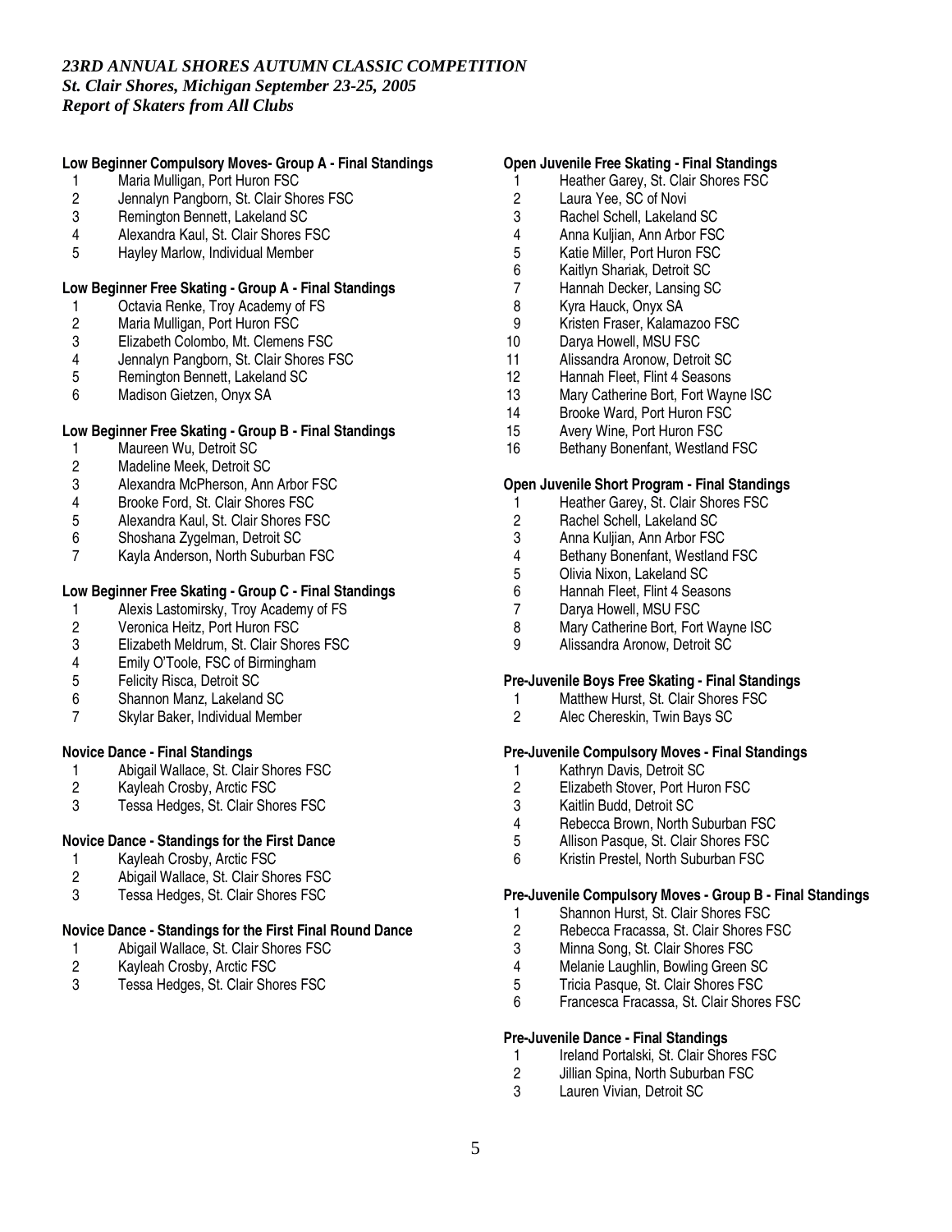*23RD ANNUAL SHORES AUTUMN CLASSIC COMPETITION*
*St. Clair Shores, Michigan September 23-25, 2005*
*Report of Skaters from All Clubs*

**Low Beginner Compulsory Moves- Group A - Final Standings**

1 Maria Mulligan, Port Huron FSC
2 Jennalyn Pangborn, St. Clair Shores FSC
3 Remington Bennett, Lakeland SC
4 Alexandra Kaul, St. Clair Shores FSC
5 Hayley Marlow, Individual Member

**Low Beginner Free Skating - Group A - Final Standings**

1 Octavia Renke, Troy Academy of FS
2 Maria Mulligan, Port Huron FSC
3 Elizabeth Colombo, Mt. Clemens FSC
4 Jennalyn Pangborn, St. Clair Shores FSC
5 Remington Bennett, Lakeland SC
6 Madison Gietzen, Onyx SA

**Low Beginner Free Skating - Group B - Final Standings**

1 Maureen Wu, Detroit SC
2 Madeline Meek, Detroit SC
3 Alexandra McPherson, Ann Arbor FSC
4 Brooke Ford, St. Clair Shores FSC
5 Alexandra Kaul, St. Clair Shores FSC
6 Shoshana Zygelman, Detroit SC
7 Kayla Anderson, North Suburban FSC

**Low Beginner Free Skating - Group C - Final Standings**

1 Alexis Lastomirsky, Troy Academy of FS
2 Veronica Heitz, Port Huron FSC
3 Elizabeth Meldrum, St. Clair Shores FSC
4 Emily O'Toole, FSC of Birmingham
5 Felicity Risca, Detroit SC
6 Shannon Manz, Lakeland SC
7 Skylar Baker, Individual Member

**Novice Dance - Final Standings**

1 Abigail Wallace, St. Clair Shores FSC
2 Kayleah Crosby, Arctic FSC
3 Tessa Hedges, St. Clair Shores FSC

**Novice Dance - Standings for the First Dance**

1 Kayleah Crosby, Arctic FSC
2 Abigail Wallace, St. Clair Shores FSC
3 Tessa Hedges, St. Clair Shores FSC

**Novice Dance - Standings for the First Final Round Dance**

1 Abigail Wallace, St. Clair Shores FSC
2 Kayleah Crosby, Arctic FSC
3 Tessa Hedges, St. Clair Shores FSC

**Open Juvenile Free Skating - Final Standings**

1 Heather Garey, St. Clair Shores FSC
2 Laura Yee, SC of Novi
3 Rachel Schell, Lakeland SC
4 Anna Kuljian, Ann Arbor FSC
5 Katie Miller, Port Huron FSC
6 Kaitlyn Shariak, Detroit SC
7 Hannah Decker, Lansing SC
8 Kyra Hauck, Onyx SA
9 Kristen Fraser, Kalamazoo FSC
10 Darya Howell, MSU FSC
11 Alissandra Aronow, Detroit SC
12 Hannah Fleet, Flint 4 Seasons
13 Mary Catherine Bort, Fort Wayne ISC
14 Brooke Ward, Port Huron FSC
15 Avery Wine, Port Huron FSC
16 Bethany Bonenfant, Westland FSC

**Open Juvenile Short Program - Final Standings**

1 Heather Garey, St. Clair Shores FSC
2 Rachel Schell, Lakeland SC
3 Anna Kuljian, Ann Arbor FSC
4 Bethany Bonenfant, Westland FSC
5 Olivia Nixon, Lakeland SC
6 Hannah Fleet, Flint 4 Seasons
7 Darya Howell, MSU FSC
8 Mary Catherine Bort, Fort Wayne ISC
9 Alissandra Aronow, Detroit SC

**Pre-Juvenile Boys Free Skating - Final Standings**

1 Matthew Hurst, St. Clair Shores FSC
2 Alec Chereskin, Twin Bays SC

**Pre-Juvenile Compulsory Moves - Final Standings**

1 Kathryn Davis, Detroit SC
2 Elizabeth Stover, Port Huron FSC
3 Kaitlin Budd, Detroit SC
4 Rebecca Brown, North Suburban FSC
5 Allison Pasque, St. Clair Shores FSC
6 Kristin Prestel, North Suburban FSC

**Pre-Juvenile Compulsory Moves - Group B - Final Standings**

1 Shannon Hurst, St. Clair Shores FSC
2 Rebecca Fracassa, St. Clair Shores FSC
3 Minna Song, St. Clair Shores FSC
4 Melanie Laughlin, Bowling Green SC
5 Tricia Pasque, St. Clair Shores FSC
6 Francesca Fracassa, St. Clair Shores FSC

**Pre-Juvenile Dance - Final Standings**

1 Ireland Portalski, St. Clair Shores FSC
2 Jillian Spina, North Suburban FSC
3 Lauren Vivian, Detroit SC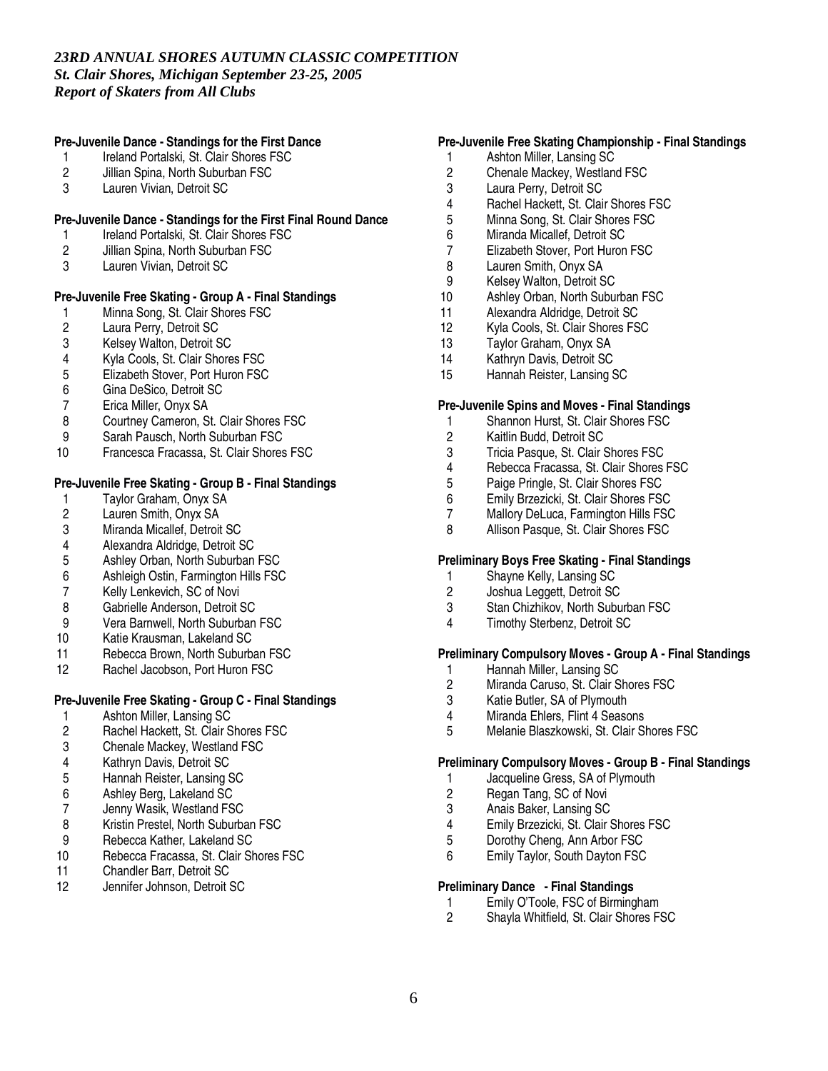*23RD ANNUAL SHORES AUTUMN CLASSIC COMPETITION*
*St. Clair Shores, Michigan September 23-25, 2005*
*Report of Skaters from All Clubs*

**Pre-Juvenile Dance - Standings for the First Dance**

1. Ireland Portalski, St. Clair Shores FSC
2. Jillian Spina, North Suburban FSC
3. Lauren Vivian, Detroit SC

**Pre-Juvenile Dance - Standings for the First Final Round Dance**

1. Ireland Portalski, St. Clair Shores FSC
2. Jillian Spina, North Suburban FSC
3. Lauren Vivian, Detroit SC

**Pre-Juvenile Free Skating - Group A - Final Standings**

1. Minna Song, St. Clair Shores FSC
2. Laura Perry, Detroit SC
3. Kelsey Walton, Detroit SC
4. Kyla Cools, St. Clair Shores FSC
5. Elizabeth Stover, Port Huron FSC
6. Gina DeSico, Detroit SC
7. Erica Miller, Onyx SA
8. Courtney Cameron, St. Clair Shores FSC
9. Sarah Pausch, North Suburban FSC
10. Francesca Fracassa, St. Clair Shores FSC

**Pre-Juvenile Free Skating - Group B - Final Standings**

1. Taylor Graham, Onyx SA
2. Lauren Smith, Onyx SA
3. Miranda Micallef, Detroit SC
4. Alexandra Aldridge, Detroit SC
5. Ashley Orban, North Suburban FSC
6. Ashleigh Ostin, Farmington Hills FSC
7. Kelly Lenkevich, SC of Novi
8. Gabrielle Anderson, Detroit SC
9. Vera Barnwell, North Suburban FSC
10. Katie Krausman, Lakeland SC
11. Rebecca Brown, North Suburban FSC
12. Rachel Jacobson, Port Huron FSC

**Pre-Juvenile Free Skating - Group C - Final Standings**

1. Ashton Miller, Lansing SC
2. Rachel Hackett, St. Clair Shores FSC
3. Chenale Mackey, Westland FSC
4. Kathryn Davis, Detroit SC
5. Hannah Reister, Lansing SC
6. Ashley Berg, Lakeland SC
7. Jenny Wasik, Westland FSC
8. Kristin Prestel, North Suburban FSC
9. Rebecca Kather, Lakeland SC
10. Rebecca Fracassa, St. Clair Shores FSC
11. Chandler Barr, Detroit SC
12. Jennifer Johnson, Detroit SC

**Pre-Juvenile Free Skating Championship - Final Standings**

1. Ashton Miller, Lansing SC
2. Chenale Mackey, Westland FSC
3. Laura Perry, Detroit SC
4. Rachel Hackett, St. Clair Shores FSC
5. Minna Song, St. Clair Shores FSC
6. Miranda Micallef, Detroit SC
7. Elizabeth Stover, Port Huron FSC
8. Lauren Smith, Onyx SA
9. Kelsey Walton, Detroit SC
10. Ashley Orban, North Suburban FSC
11. Alexandra Aldridge, Detroit SC
12. Kyla Cools, St. Clair Shores FSC
13. Taylor Graham, Onyx SA
14. Kathryn Davis, Detroit SC
15. Hannah Reister, Lansing SC

**Pre-Juvenile Spins and Moves - Final Standings**

1. Shannon Hurst, St. Clair Shores FSC
2. Kaitlin Budd, Detroit SC
3. Tricia Pasque, St. Clair Shores FSC
4. Rebecca Fracassa, St. Clair Shores FSC
5. Paige Pringle, St. Clair Shores FSC
6. Emily Brzezicki, St. Clair Shores FSC
7. Mallory DeLuca, Farmington Hills FSC
8. Allison Pasque, St. Clair Shores FSC

**Preliminary Boys Free Skating - Final Standings**

1. Shayne Kelly, Lansing SC
2. Joshua Leggett, Detroit SC
3. Stan Chizhikov, North Suburban FSC
4. Timothy Sterbenz, Detroit SC

**Preliminary Compulsory Moves - Group A - Final Standings**

1. Hannah Miller, Lansing SC
2. Miranda Caruso, St. Clair Shores FSC
3. Katie Butler, SA of Plymouth
4. Miranda Ehlers, Flint 4 Seasons
5. Melanie Blaszkowski, St. Clair Shores FSC

**Preliminary Compulsory Moves - Group B - Final Standings**

1. Jacqueline Gress, SA of Plymouth
2. Regan Tang, SC of Novi
3. Anais Baker, Lansing SC
4. Emily Brzezicki, St. Clair Shores FSC
5. Dorothy Cheng, Ann Arbor FSC
6. Emily Taylor, South Dayton FSC

**Preliminary Dance - Final Standings**

1. Emily O'Toole, FSC of Birmingham
2. Shayla Whitfield, St. Clair Shores FSC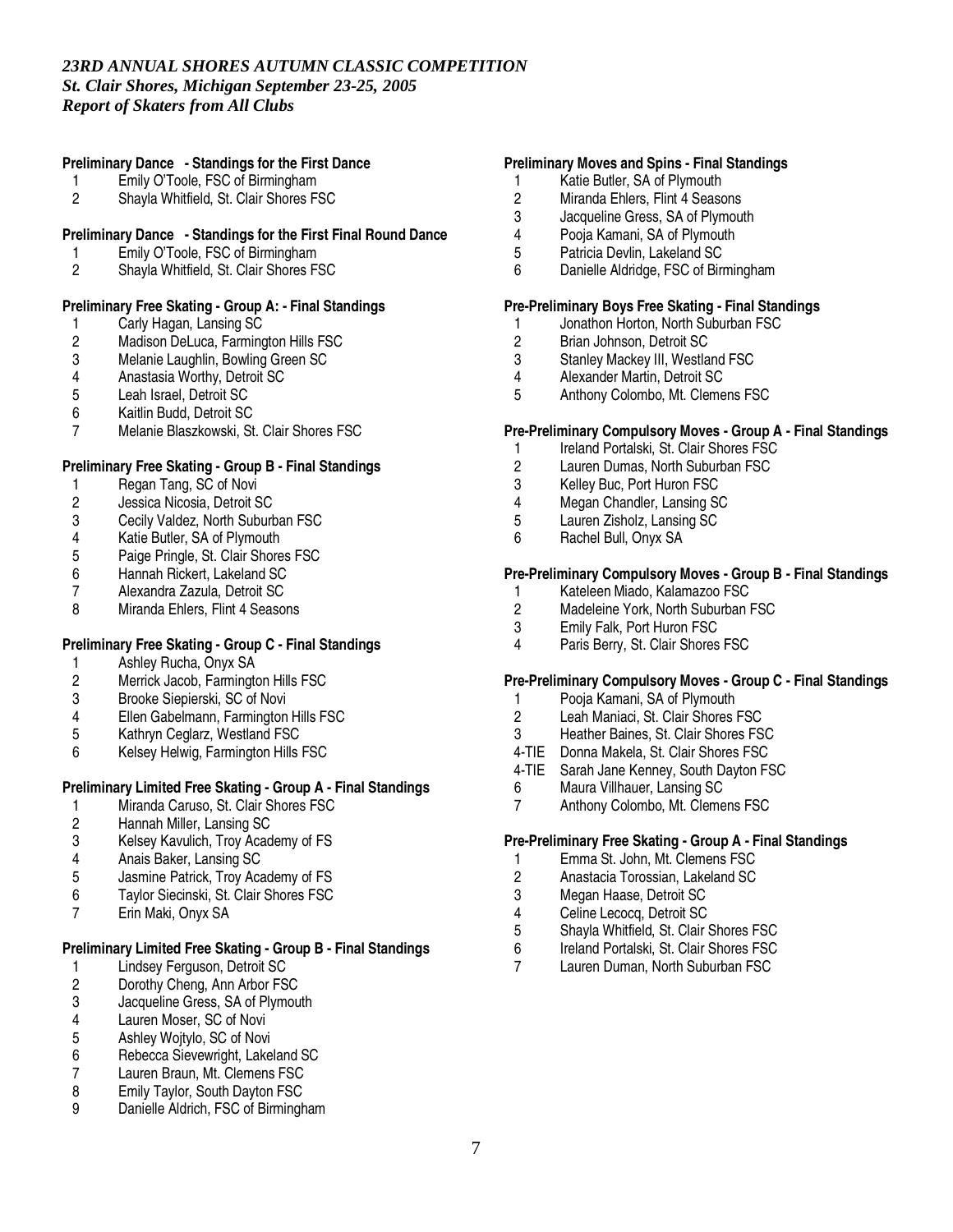*23RD ANNUAL SHORES AUTUMN CLASSIC COMPETITION*
*St. Clair Shores, Michigan September 23-25, 2005*
*Report of Skaters from All Clubs*

**Preliminary Dance - Standings for the First Dance**

1 Emily O'Toole, FSC of Birmingham
2 Shayla Whitfield, St. Clair Shores FSC

**Preliminary Dance - Standings for the First Final Round Dance**

1 Emily O'Toole, FSC of Birmingham
2 Shayla Whitfield, St. Clair Shores FSC

**Preliminary Free Skating - Group A: - Final Standings**

1 Carly Hagan, Lansing SC
2 Madison DeLuca, Farmington Hills FSC
3 Melanie Laughlin, Bowling Green SC
4 Anastasia Worthy, Detroit SC
5 Leah Israel, Detroit SC
6 Kaitlin Budd, Detroit SC
7 Melanie Blaszkowski, St. Clair Shores FSC

**Preliminary Free Skating - Group B - Final Standings**

1 Regan Tang, SC of Novi
2 Jessica Nicosia, Detroit SC
3 Cecily Valdez, North Suburban FSC
4 Katie Butler, SA of Plymouth
5 Paige Pringle, St. Clair Shores FSC
6 Hannah Rickert, Lakeland SC
7 Alexandra Zazula, Detroit SC
8 Miranda Ehlers, Flint 4 Seasons

**Preliminary Free Skating - Group C - Final Standings**

1 Ashley Rucha, Onyx SA
2 Merrick Jacob, Farmington Hills FSC
3 Brooke Siepierski, SC of Novi
4 Ellen Gabelmann, Farmington Hills FSC
5 Kathryn Ceglarz, Westland FSC
6 Kelsey Helwig, Farmington Hills FSC

**Preliminary Limited Free Skating - Group A - Final Standings**

1 Miranda Caruso, St. Clair Shores FSC
2 Hannah Miller, Lansing SC
3 Kelsey Kavulich, Troy Academy of FS
4 Anais Baker, Lansing SC
5 Jasmine Patrick, Troy Academy of FS
6 Taylor Siecinski, St. Clair Shores FSC
7 Erin Maki, Onyx SA

**Preliminary Limited Free Skating - Group B - Final Standings**

1 Lindsey Ferguson, Detroit SC
2 Dorothy Cheng, Ann Arbor FSC
3 Jacqueline Gress, SA of Plymouth
4 Lauren Moser, SC of Novi
5 Ashley Wojtylo, SC of Novi
6 Rebecca Sievewright, Lakeland SC
7 Lauren Braun, Mt. Clemens FSC
8 Emily Taylor, South Dayton FSC
9 Danielle Aldrich, FSC of Birmingham

**Preliminary Moves and Spins - Final Standings**

1 Katie Butler, SA of Plymouth
2 Miranda Ehlers, Flint 4 Seasons
3 Jacqueline Gress, SA of Plymouth
4 Pooja Kamani, SA of Plymouth
5 Patricia Devlin, Lakeland SC
6 Danielle Aldridge, FSC of Birmingham

**Pre-Preliminary Boys Free Skating - Final Standings**

1 Jonathon Horton, North Suburban FSC
2 Brian Johnson, Detroit SC
3 Stanley Mackey III, Westland FSC
4 Alexander Martin, Detroit SC
5 Anthony Colombo, Mt. Clemens FSC

**Pre-Preliminary Compulsory Moves - Group A - Final Standings**

1 Ireland Portalski, St. Clair Shores FSC
2 Lauren Dumas, North Suburban FSC
3 Kelley Buc, Port Huron FSC
4 Megan Chandler, Lansing SC
5 Lauren Zisholz, Lansing SC
6 Rachel Bull, Onyx SA

**Pre-Preliminary Compulsory Moves - Group B - Final Standings**

1 Kateleen Miado, Kalamazoo FSC
2 Madeleine York, North Suburban FSC
3 Emily Falk, Port Huron FSC
4 Paris Berry, St. Clair Shores FSC

**Pre-Preliminary Compulsory Moves - Group C - Final Standings**

1 Pooja Kamani, SA of Plymouth
2 Leah Maniaci, St. Clair Shores FSC
3 Heather Baines, St. Clair Shores FSC
4-TIE Donna Makela, St. Clair Shores FSC
4-TIE Sarah Jane Kenney, South Dayton FSC
6 Maura Villhauer, Lansing SC
7 Anthony Colombo, Mt. Clemens FSC

**Pre-Preliminary Free Skating - Group A - Final Standings**

1 Emma St. John, Mt. Clemens FSC
2 Anastacia Torossian, Lakeland SC
3 Megan Haase, Detroit SC
4 Celine Lecocq, Detroit SC
5 Shayla Whitfield, St. Clair Shores FSC
6 Ireland Portalski, St. Clair Shores FSC
7 Lauren Duman, North Suburban FSC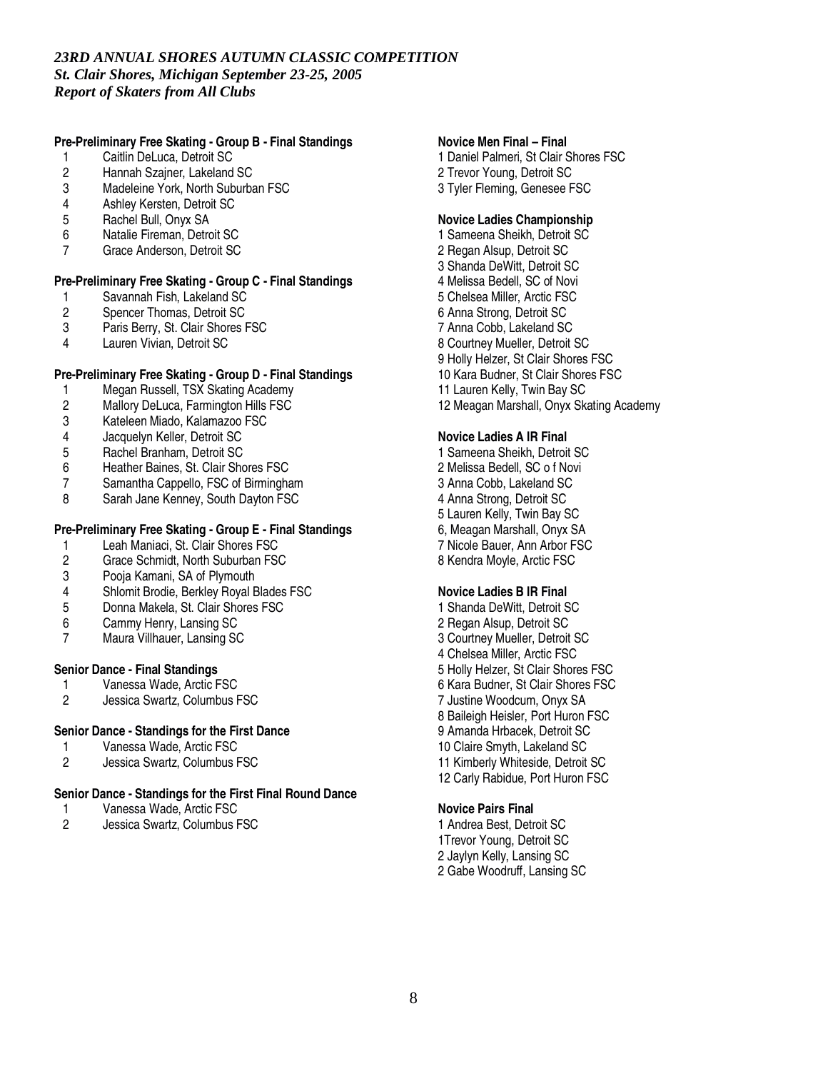*23RD ANNUAL SHORES AUTUMN CLASSIC COMPETITION*
*St. Clair Shores, Michigan September 23-25, 2005*
*Report of Skaters from All Clubs*

**Pre-Preliminary Free Skating - Group B - Final Standings**

1 Caitlin DeLuca, Detroit SC
2 Hannah Szajner, Lakeland SC
3 Madeleine York, North Suburban FSC
4 Ashley Kersten, Detroit SC
5 Rachel Bull, Onyx SA
6 Natalie Fireman, Detroit SC
7 Grace Anderson, Detroit SC

**Pre-Preliminary Free Skating - Group C - Final Standings**

1 Savannah Fish, Lakeland SC
2 Spencer Thomas, Detroit SC
3 Paris Berry, St. Clair Shores FSC
4 Lauren Vivian, Detroit SC

**Pre-Preliminary Free Skating - Group D - Final Standings**

1 Megan Russell, TSX Skating Academy
2 Mallory DeLuca, Farmington Hills FSC
3 Kateleen Miado, Kalamazoo FSC
4 Jacquelyn Keller, Detroit SC
5 Rachel Branham, Detroit SC
6 Heather Baines, St. Clair Shores FSC
7 Samantha Cappello, FSC of Birmingham
8 Sarah Jane Kenney, South Dayton FSC

**Pre-Preliminary Free Skating - Group E - Final Standings**

1 Leah Maniaci, St. Clair Shores FSC
2 Grace Schmidt, North Suburban FSC
3 Pooja Kamani, SA of Plymouth
4 Shlomit Brodie, Berkley Royal Blades FSC
5 Donna Makela, St. Clair Shores FSC
6 Cammy Henry, Lansing SC
7 Maura Villhauer, Lansing SC

**Senior Dance - Final Standings**

1 Vanessa Wade, Arctic FSC
2 Jessica Swartz, Columbus FSC

**Senior Dance - Standings for the First Dance**

1 Vanessa Wade, Arctic FSC
2 Jessica Swartz, Columbus FSC

**Senior Dance - Standings for the First Final Round Dance**

1 Vanessa Wade, Arctic FSC
2 Jessica Swartz, Columbus FSC

**Novice Men Final – Final**

1 Daniel Palmeri, St Clair Shores FSC
2 Trevor Young, Detroit SC
3 Tyler Fleming, Genesee FSC

**Novice Ladies Championship**

1 Sameena Sheikh, Detroit SC
2 Regan Alsup, Detroit SC
3 Shanda DeWitt, Detroit SC
4 Melissa Bedell, SC of Novi
5 Chelsea Miller, Arctic FSC
6 Anna Strong, Detroit SC
7 Anna Cobb, Lakeland SC
8 Courtney Mueller, Detroit SC
9 Holly Helzer, St Clair Shores FSC
10 Kara Budner, St Clair Shores FSC
11 Lauren Kelly, Twin Bay SC
12 Meagan Marshall, Onyx Skating Academy

**Novice Ladies A IR Final**

1 Sameena Sheikh, Detroit SC
2 Melissa Bedell, SC o f Novi
3 Anna Cobb, Lakeland SC
4 Anna Strong, Detroit SC
5 Lauren Kelly, Twin Bay SC
6, Meagan Marshall, Onyx SA
7 Nicole Bauer, Ann Arbor FSC
8 Kendra Moyle, Arctic FSC

**Novice Ladies B IR Final**

1 Shanda DeWitt, Detroit SC
2 Regan Alsup, Detroit SC
3 Courtney Mueller, Detroit SC
4 Chelsea Miller, Arctic FSC
5 Holly Helzer, St Clair Shores FSC
6 Kara Budner, St Clair Shores FSC
7 Justine Woodcum, Onyx SA
8 Baileigh Heisler, Port Huron FSC
9 Amanda Hrbacek, Detroit SC
10 Claire Smyth, Lakeland SC
11 Kimberly Whiteside, Detroit SC
12 Carly Rabidue, Port Huron FSC

**Novice Pairs Final**

1 Andrea Best, Detroit SC
1Trevor Young, Detroit SC
2 Jaylyn Kelly, Lansing SC
2 Gabe Woodruff, Lansing SC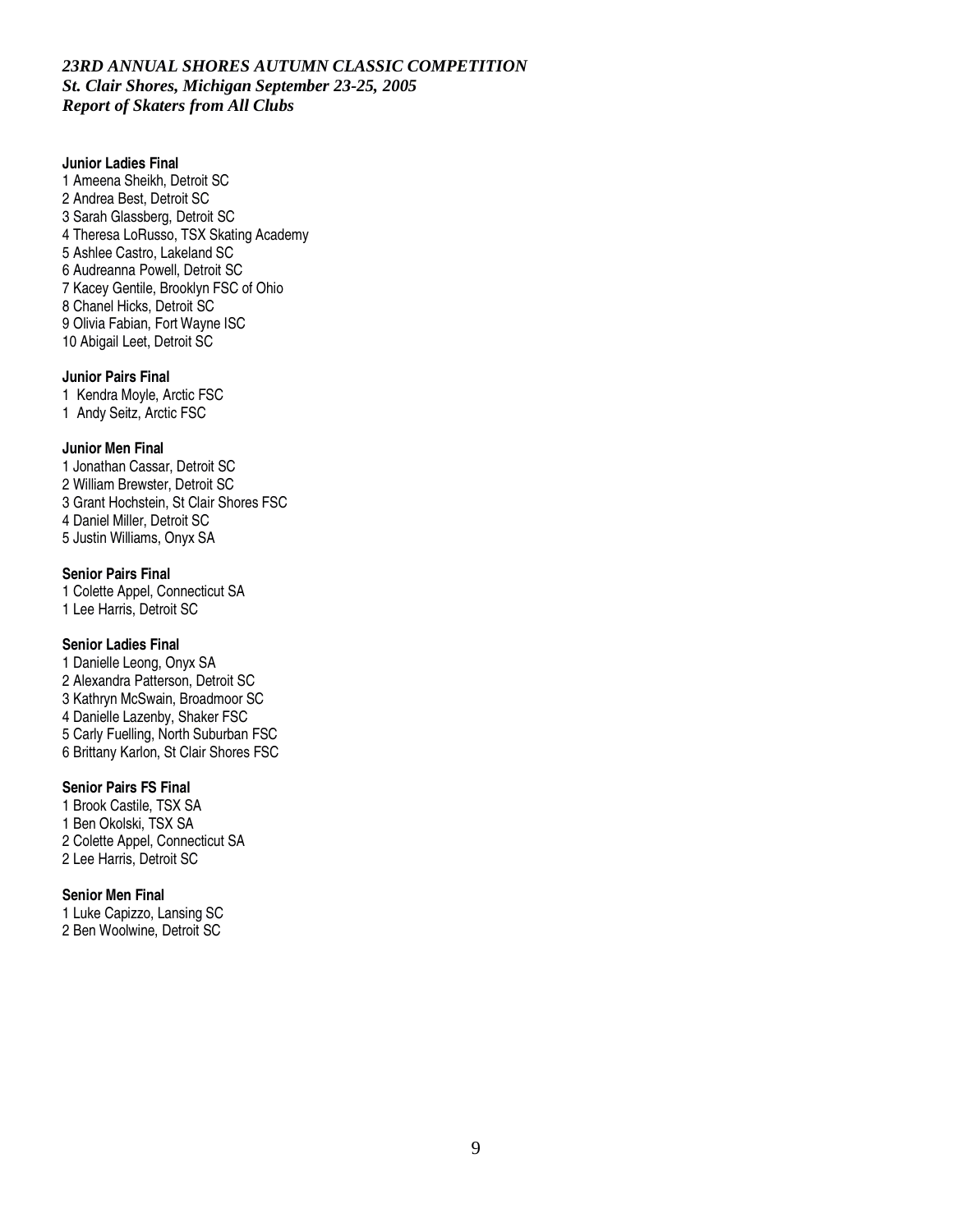***23RD ANNUAL SHORES AUTUMN CLASSIC COMPETITION***
***St. Clair Shores, Michigan September 23-25, 2005***
***Report of Skaters from All Clubs***

**Junior Ladies Final**

1 Ameena Sheikh, Detroit SC
2 Andrea Best, Detroit SC
3 Sarah Glassberg, Detroit SC
4 Theresa LoRusso, TSX Skating Academy
5 Ashlee Castro, Lakeland SC
6 Audreanna Powell, Detroit SC
7 Kacey Gentile, Brooklyn FSC of Ohio
8 Chanel Hicks, Detroit SC
9 Olivia Fabian, Fort Wayne ISC
10 Abigail Leet, Detroit SC

**Junior Pairs Final**

1 Kendra Moyle, Arctic FSC
1 Andy Seitz, Arctic FSC

**Junior Men Final**

1 Jonathan Cassar, Detroit SC
2 William Brewster, Detroit SC
3 Grant Hochstein, St Clair Shores FSC
4 Daniel Miller, Detroit SC
5 Justin Williams, Onyx SA

**Senior Pairs Final**

1 Colette Appel, Connecticut SA
1 Lee Harris, Detroit SC

**Senior Ladies Final**

1 Danielle Leong, Onyx SA
2 Alexandra Patterson, Detroit SC
3 Kathryn McSwain, Broadmoor SC
4 Danielle Lazenby, Shaker FSC
5 Carly Fuelling, North Suburban FSC
6 Brittany Karlon, St Clair Shores FSC

**Senior Pairs FS Final**

1 Brook Castile, TSX SA
1 Ben Okolski, TSX SA
2 Colette Appel, Connecticut SA
2 Lee Harris, Detroit SC

**Senior Men Final**

1 Luke Capizzo, Lansing SC
2 Ben Woolwine, Detroit SC